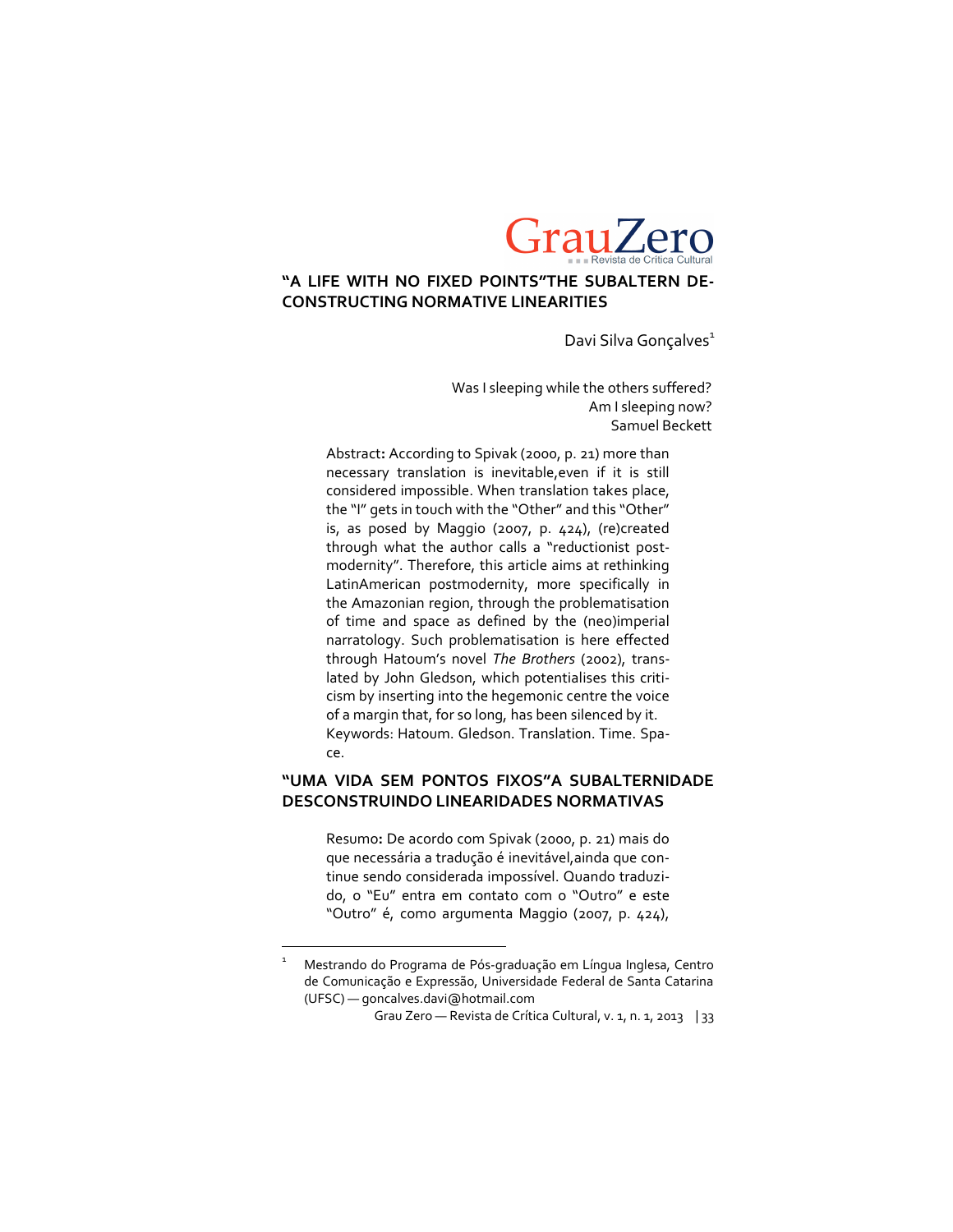# "A LIFE WITH NO FIXED POINTS"THE SUBALTERN DECONSTRUCTING NORMATIVE LINEARITIES

Davi Silva Gonçalves[1]

> Was I sleeping while the others suffered?
> Am I sleeping now?
> Samuel Beckett

**Abstract:** According to Spivak (2000, p. 21) more than necessary translation is inevitable,even if it is still considered impossible. When translation takes place, the "I" gets in touch with the "Other" and this "Other" is, as posed by Maggio (2007, p. 424), (re)created through what the author calls a "reductionist postmodernity". Therefore, this article aims at rethinking LatinAmerican postmodernity, more specifically in the Amazonian region, through the problematisation of time and space as defined by the (neo)imperial narratology. Such problematisation is here effected through Hatoum's novel *The Brothers* (2002), translated by John Gledson, which potentialises this criticism by inserting into the hegemonic centre the voice of a margin that, for so long, has been silenced by it.
Keywords: Hatoum. Gledson. Translation. Time. Space.

# "UMA VIDA SEM PONTOS FIXOS"A SUBALTERNIDADE DESCONSTRUINDO LINEARIDADES NORMATIVAS

**Resumo:** De acordo com Spivak (2000, p. 21) mais do que necessária a tradução é inevitável,ainda que continue sendo considerada impossível. Quando traduzido, o "Eu" entra em contato com o "Outro" e este "Outro" é, como argumenta Maggio (2007, p. 424),

---

[1] Mestrando do Programa de Pós-graduação em Língua Inglesa, Centro de Comunicação e Expressão, Universidade Federal de Santa Catarina (UFSC) — goncalves.davi@hotmail.com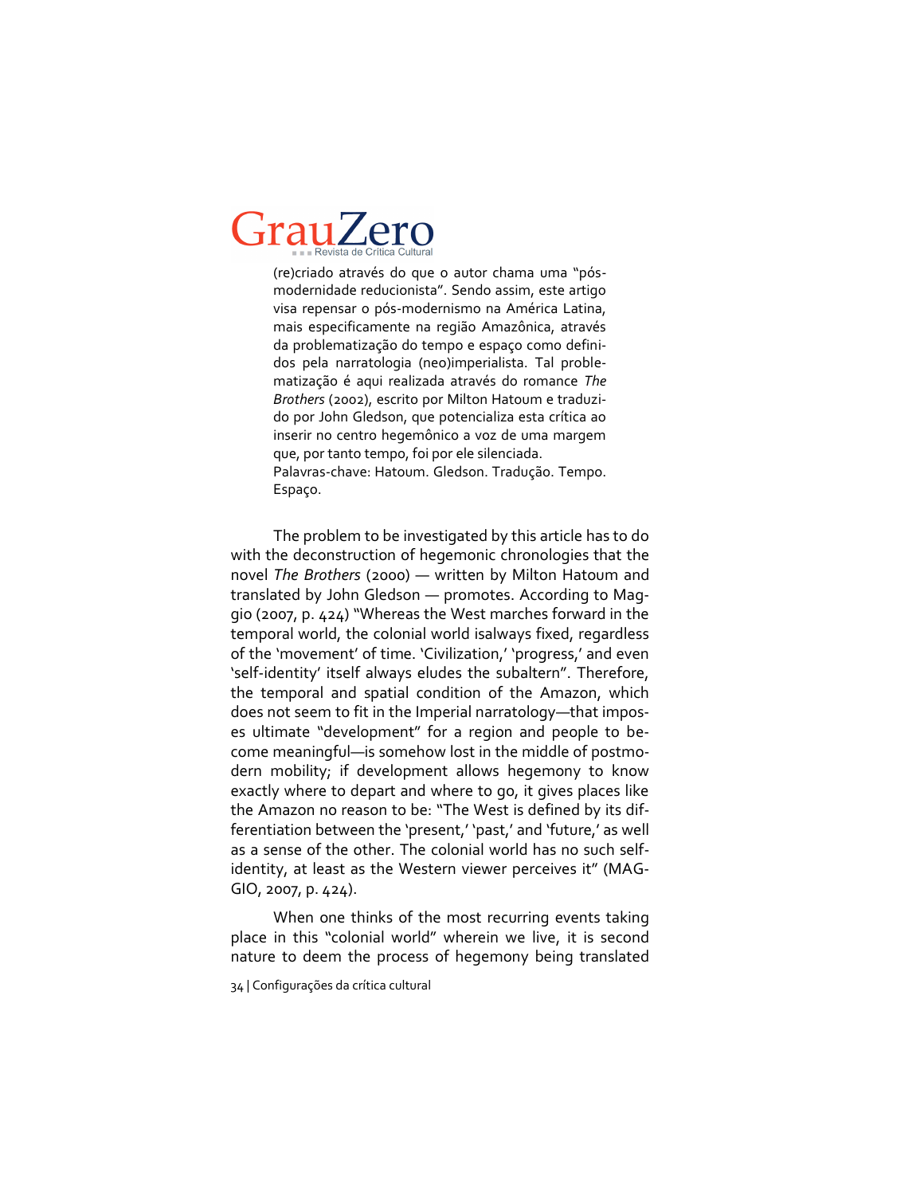(re)criado através do que o autor chama uma "pós-modernidade reducionista". Sendo assim, este artigo visa repensar o pós-modernismo na América Latina, mais especificamente na região Amazônica, através da problematização do tempo e espaço como definidos pela narratologia (neo)imperialista. Tal problematização é aqui realizada através do romance *The Brothers* (2002), escrito por Milton Hatoum e traduzido por John Gledson, que potencializa esta crítica ao inserir no centro hegemônico a voz de uma margem que, por tanto tempo, foi por ele silenciada.

Palavras-chave: Hatoum. Gledson. Tradução. Tempo. Espaço.

The problem to be investigated by this article has to do with the deconstruction of hegemonic chronologies that the novel *The Brothers* (2000) — written by Milton Hatoum and translated by John Gledson — promotes. According to Maggio (2007, p. 424) "Whereas the West marches forward in the temporal world, the colonial world isalways fixed, regardless of the 'movement' of time. 'Civilization,' 'progress,' and even 'self-identity' itself always eludes the subaltern". Therefore, the temporal and spatial condition of the Amazon, which does not seem to fit in the Imperial narratology—that imposes ultimate "development" for a region and people to become meaningful—is somehow lost in the middle of postmodern mobility; if development allows hegemony to know exactly where to depart and where to go, it gives places like the Amazon no reason to be: "The West is defined by its differentiation between the 'present,' 'past,' and 'future,' as well as a sense of the other. The colonial world has no such self-identity, at least as the Western viewer perceives it" (MAGGIO, 2007, p. 424).

When one thinks of the most recurring events taking place in this "colonial world" wherein we live, it is second nature to deem the process of hegemony being translated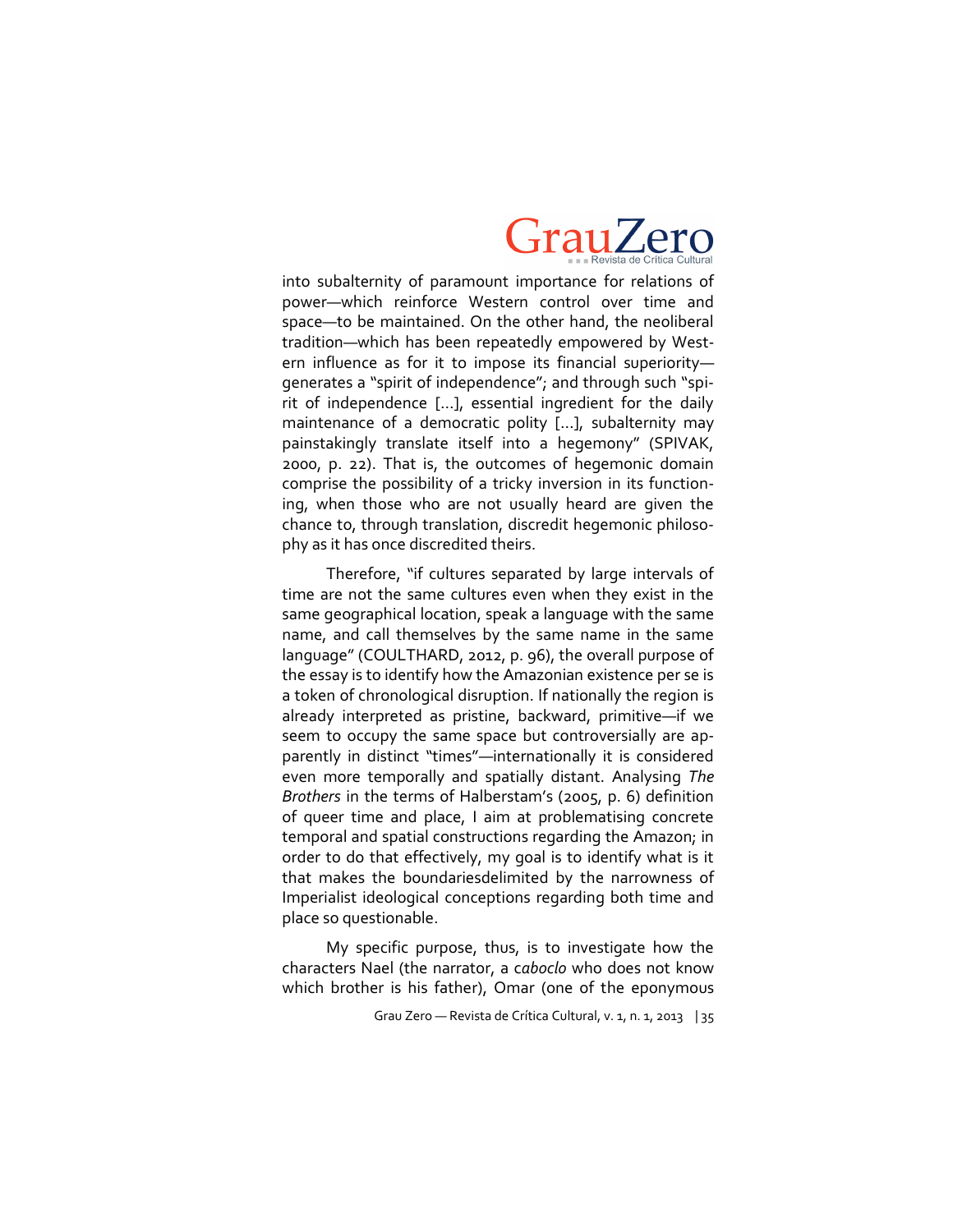into subalternity of paramount importance for relations of power—which reinforce Western control over time and space—to be maintained. On the other hand, the neoliberal tradition—which has been repeatedly empowered by Western influence as for it to impose its financial superiority—generates a "spirit of independence"; and through such "spirit of independence [...], essential ingredient for the daily maintenance of a democratic polity [...], subalternity may painstakingly translate itself into a hegemony" (SPIVAK, 2000, p. 22). That is, the outcomes of hegemonic domain comprise the possibility of a tricky inversion in its functioning, when those who are not usually heard are given the chance to, through translation, discredit hegemonic philosophy as it has once discredited theirs.

Therefore, "if cultures separated by large intervals of time are not the same cultures even when they exist in the same geographical location, speak a language with the same name, and call themselves by the same name in the same language" (COULTHARD, 2012, p. 96), the overall purpose of the essay is to identify how the Amazonian existence per se is a token of chronological disruption. If nationally the region is already interpreted as pristine, backward, primitive—if we seem to occupy the same space but controversially are apparently in distinct "times"—internationally it is considered even more temporally and spatially distant. Analysing *The Brothers* in the terms of Halberstam's (2005, p. 6) definition of queer time and place, I aim at problematising concrete temporal and spatial constructions regarding the Amazon; in order to do that effectively, my goal is to identify what is it that makes the boundariesdelimited by the narrowness of Imperialist ideological conceptions regarding both time and place so questionable.

My specific purpose, thus, is to investigate how the characters Nael (the narrator, a *caboclo* who does not know which brother is his father), Omar (one of the eponymous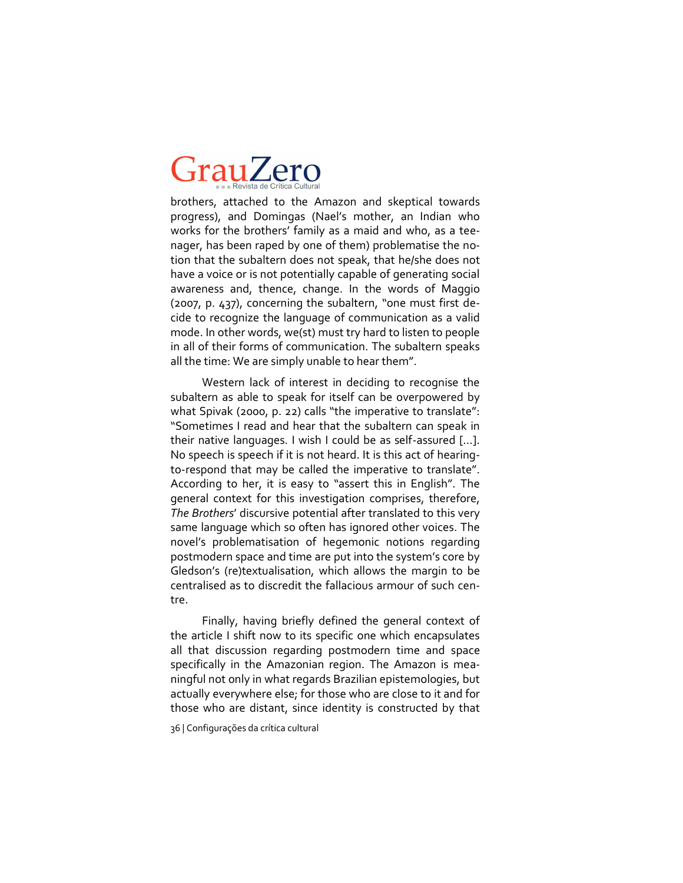brothers, attached to the Amazon and skeptical towards progress), and Domingas (Nael's mother, an Indian who works for the brothers' family as a maid and who, as a teenager, has been raped by one of them) problematise the notion that the subaltern does not speak, that he/she does not have a voice or is not potentially capable of generating social awareness and, thence, change. In the words of Maggio (2007, p. 437), concerning the subaltern, "one must first decide to recognize the language of communication as a valid mode. In other words, we(st) must try hard to listen to people in all of their forms of communication. The subaltern speaks all the time: We are simply unable to hear them".

Western lack of interest in deciding to recognise the subaltern as able to speak for itself can be overpowered by what Spivak (2000, p. 22) calls "the imperative to translate": "Sometimes I read and hear that the subaltern can speak in their native languages. I wish I could be as self-assured [...]. No speech is speech if it is not heard. It is this act of hearing-to-respond that may be called the imperative to translate". According to her, it is easy to "assert this in English". The general context for this investigation comprises, therefore, *The Brothers*' discursive potential after translated to this very same language which so often has ignored other voices. The novel's problematisation of hegemonic notions regarding postmodern space and time are put into the system's core by Gledson's (re)textualisation, which allows the margin to be centralised as to discredit the fallacious armour of such centre.

Finally, having briefly defined the general context of the article I shift now to its specific one which encapsulates all that discussion regarding postmodern time and space specifically in the Amazonian region. The Amazon is meaningful not only in what regards Brazilian epistemologies, but actually everywhere else; for those who are close to it and for those who are distant, since identity is constructed by that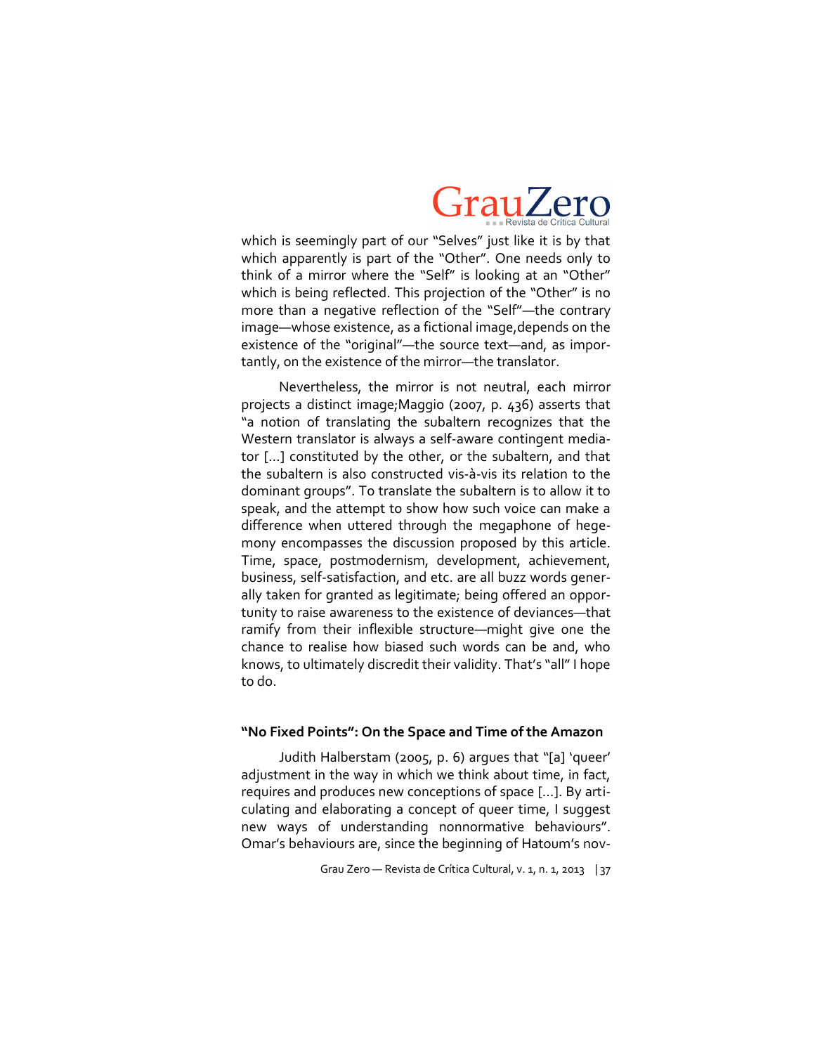which is seemingly part of our "Selves" just like it is by that which apparently is part of the "Other". One needs only to think of a mirror where the "Self" is looking at an "Other" which is being reflected. This projection of the "Other" is no more than a negative reflection of the "Self"—the contrary image—whose existence, as a fictional image,depends on the existence of the "original"—the source text—and, as importantly, on the existence of the mirror—the translator.

Nevertheless, the mirror is not neutral, each mirror projects a distinct image;Maggio (2007, p. 436) asserts that "a notion of translating the subaltern recognizes that the Western translator is always a self-aware contingent mediator [...] constituted by the other, or the subaltern, and that the subaltern is also constructed vis-à-vis its relation to the dominant groups". To translate the subaltern is to allow it to speak, and the attempt to show how such voice can make a difference when uttered through the megaphone of hegemony encompasses the discussion proposed by this article. Time, space, postmodernism, development, achievement, business, self-satisfaction, and etc. are all buzz words generally taken for granted as legitimate; being offered an opportunity to raise awareness to the existence of deviances—that ramify from their inflexible structure—might give one the chance to realise how biased such words can be and, who knows, to ultimately discredit their validity. That's "all" I hope to do.

### "No Fixed Points": On the Space and Time of the Amazon

Judith Halberstam (2005, p. 6) argues that "[a] 'queer' adjustment in the way in which we think about time, in fact, requires and produces new conceptions of space [...]. By articulating and elaborating a concept of queer time, I suggest new ways of understanding nonnormative behaviours". Omar's behaviours are, since the beginning of Hatoum's nov-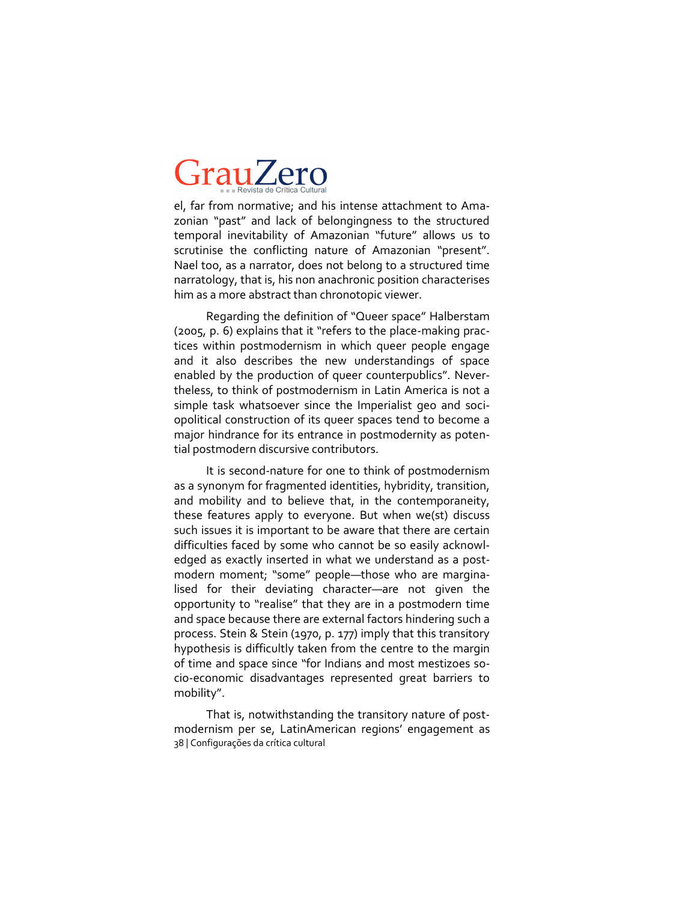el, far from normative; and his intense attachment to Amazonian "past" and lack of belongingness to the structured temporal inevitability of Amazonian "future" allows us to scrutinise the conflicting nature of Amazonian "present". Nael too, as a narrator, does not belong to a structured time narratology, that is, his non anachronic position characterises him as a more abstract than chronotopic viewer.

Regarding the definition of "Queer space" Halberstam (2005, p. 6) explains that it "refers to the place-making practices within postmodernism in which queer people engage and it also describes the new understandings of space enabled by the production of queer counterpublics". Nevertheless, to think of postmodernism in Latin America is not a simple task whatsoever since the Imperialist geo and sociopolitical construction of its queer spaces tend to become a major hindrance for its entrance in postmodernity as potential postmodern discursive contributors.

It is second-nature for one to think of postmodernism as a synonym for fragmented identities, hybridity, transition, and mobility and to believe that, in the contemporaneity, these features apply to everyone. But when we(st) discuss such issues it is important to be aware that there are certain difficulties faced by some who cannot be so easily acknowledged as exactly inserted in what we understand as a postmodern moment; "some" people—those who are marginalised for their deviating character—are not given the opportunity to "realise" that they are in a postmodern time and space because there are external factors hindering such a process. Stein & Stein (1970, p. 177) imply that this transitory hypothesis is difficultly taken from the centre to the margin of time and space since "for Indians and most mestizoes socio-economic disadvantages represented great barriers to mobility".

That is, notwithstanding the transitory nature of postmodernism per se, LatinAmerican regions' engagement as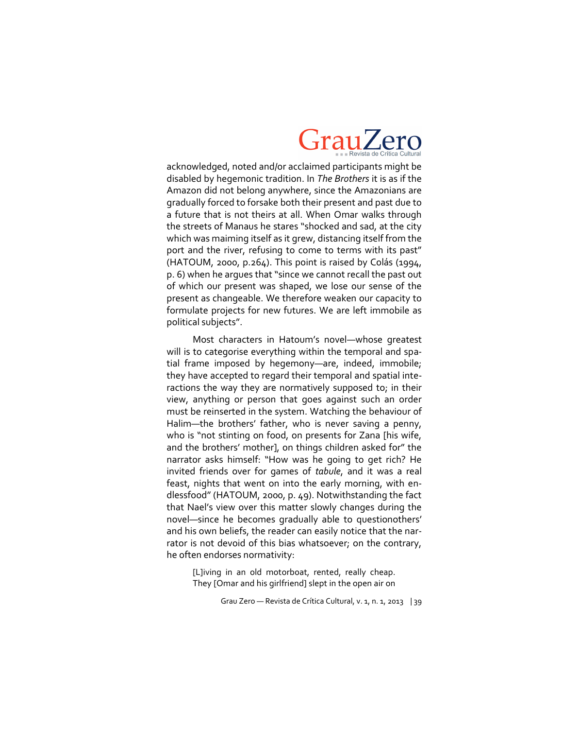acknowledged, noted and/or acclaimed participants might be disabled by hegemonic tradition. In *The Brothers* it is as if the Amazon did not belong anywhere, since the Amazonians are gradually forced to forsake both their present and past due to a future that is not theirs at all. When Omar walks through the streets of Manaus he stares "shocked and sad, at the city which was maiming itself as it grew, distancing itself from the port and the river, refusing to come to terms with its past" (HATOUM, 2000, p.264). This point is raised by Colás (1994, p. 6) when he argues that "since we cannot recall the past out of which our present was shaped, we lose our sense of the present as changeable. We therefore weaken our capacity to formulate projects for new futures. We are left immobile as political subjects".

Most characters in Hatoum's novel—whose greatest will is to categorise everything within the temporal and spatial frame imposed by hegemony—are, indeed, immobile; they have accepted to regard their temporal and spatial interactions the way they are normatively supposed to; in their view, anything or person that goes against such an order must be reinserted in the system. Watching the behaviour of Halim—the brothers' father, who is never saving a penny, who is "not stinting on food, on presents for Zana [his wife, and the brothers' mother], on things children asked for" the narrator asks himself: "How was he going to get rich? He invited friends over for games of *tabule*, and it was a real feast, nights that went on into the early morning, with endlessfood" (HATOUM, 2000, p. 49). Notwithstanding the fact that Nael's view over this matter slowly changes during the novel—since he becomes gradually able to questionothers' and his own beliefs, the reader can easily notice that the narrator is not devoid of this bias whatsoever; on the contrary, he often endorses normativity:

> [L]iving in an old motorboat, rented, really cheap. They [Omar and his girlfriend] slept in the open air on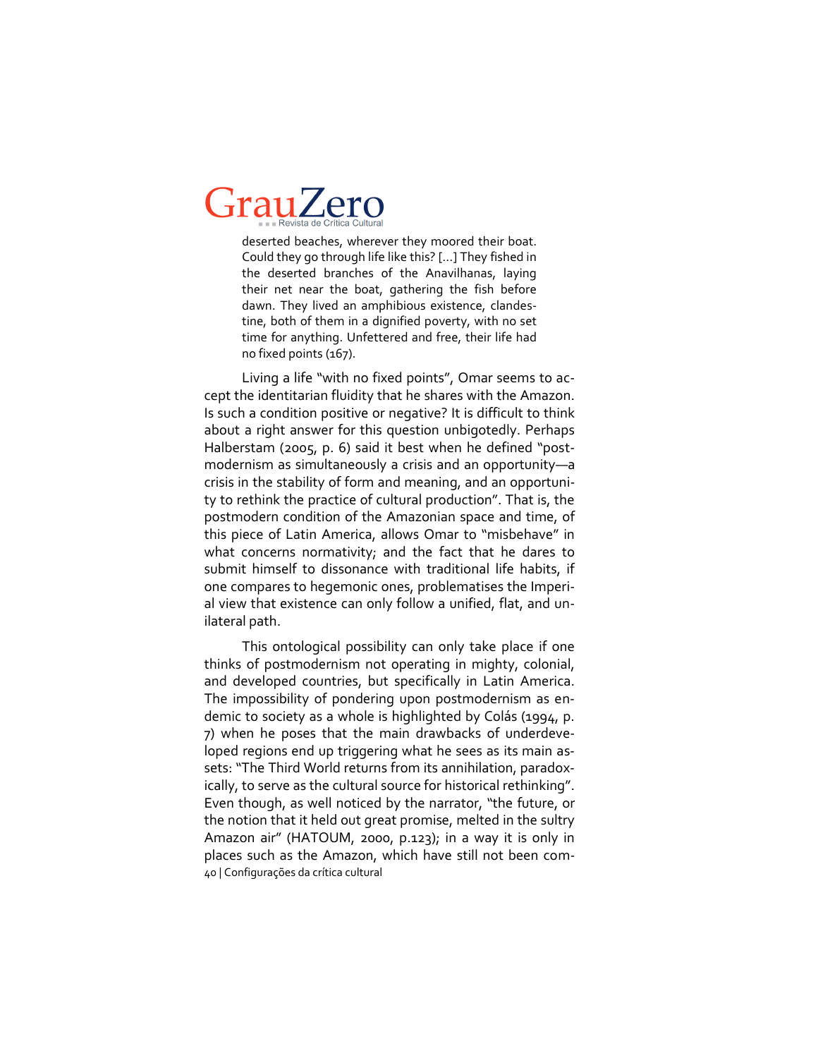> deserted beaches, wherever they moored their boat. Could they go through life like this? [...] They fished in the deserted branches of the Anavilhanas, laying their net near the boat, gathering the fish before dawn. They lived an amphibious existence, clandestine, both of them in a dignified poverty, with no set time for anything. Unfettered and free, their life had no fixed points (167).

Living a life "with no fixed points", Omar seems to accept the identitarian fluidity that he shares with the Amazon. Is such a condition positive or negative? It is difficult to think about a right answer for this question unbigotedly. Perhaps Halberstam (2005, p. 6) said it best when he defined "postmodernism as simultaneously a crisis and an opportunity—a crisis in the stability of form and meaning, and an opportunity to rethink the practice of cultural production". That is, the postmodern condition of the Amazonian space and time, of this piece of Latin America, allows Omar to "misbehave" in what concerns normativity; and the fact that he dares to submit himself to dissonance with traditional life habits, if one compares to hegemonic ones, problematises the Imperial view that existence can only follow a unified, flat, and unilateral path.

This ontological possibility can only take place if one thinks of postmodernism not operating in mighty, colonial, and developed countries, but specifically in Latin America. The impossibility of pondering upon postmodernism as endemic to society as a whole is highlighted by Colás (1994, p. 7) when he poses that the main drawbacks of underdeveloped regions end up triggering what he sees as its main assets: "The Third World returns from its annihilation, paradoxically, to serve as the cultural source for historical rethinking". Even though, as well noticed by the narrator, "the future, or the notion that it held out great promise, melted in the sultry Amazon air" (HATOUM, 2000, p.123); in a way it is only in places such as the Amazon, which have still not been com-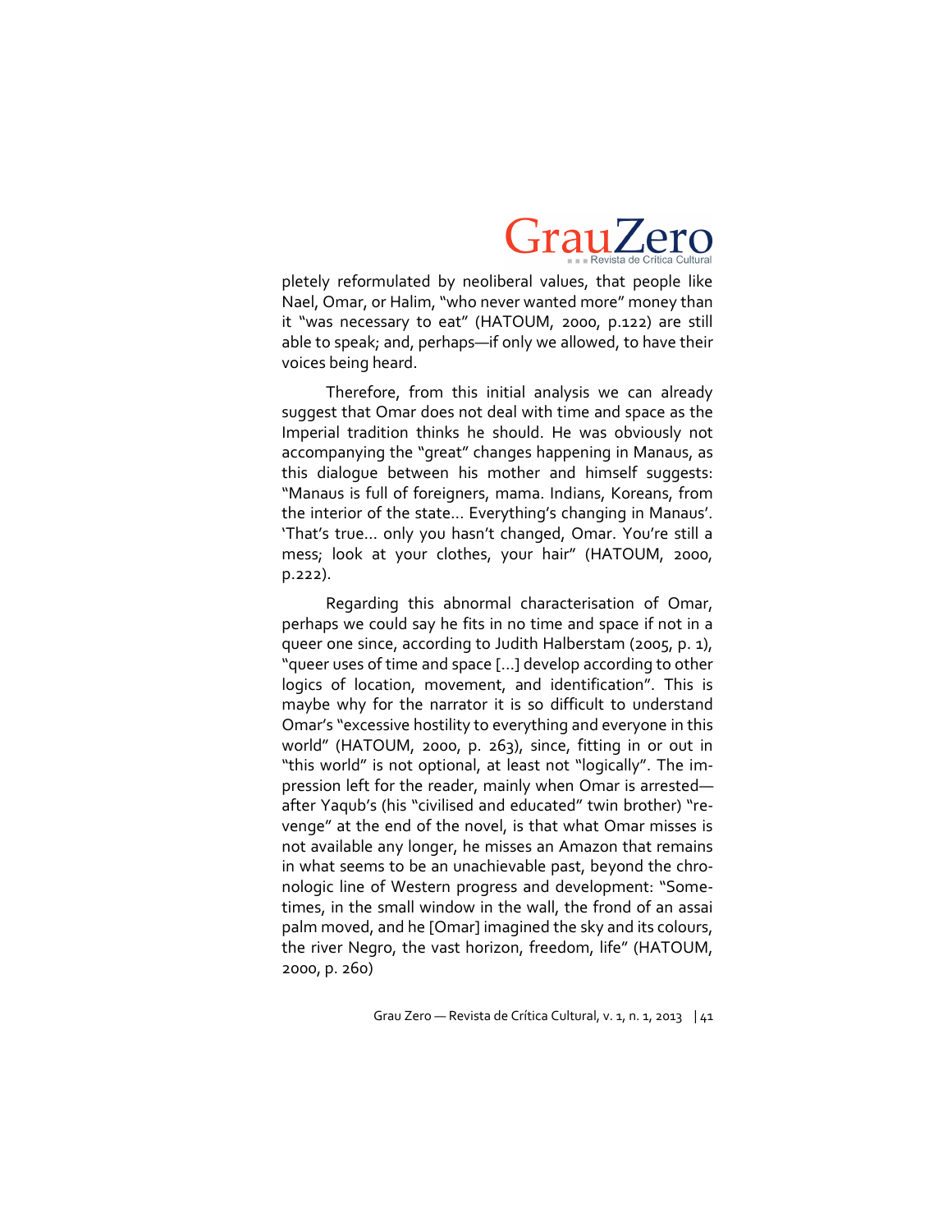pletely reformulated by neoliberal values, that people like Nael, Omar, or Halim, "who never wanted more" money than it "was necessary to eat" (HATOUM, 2000, p.122) are still able to speak; and, perhaps—if only we allowed, to have their voices being heard.

Therefore, from this initial analysis we can already suggest that Omar does not deal with time and space as the Imperial tradition thinks he should. He was obviously not accompanying the "great" changes happening in Manaus, as this dialogue between his mother and himself suggests: "Manaus is full of foreigners, mama. Indians, Koreans, from the interior of the state... Everything's changing in Manaus'. 'That's true... only you hasn't changed, Omar. You're still a mess; look at your clothes, your hair" (HATOUM, 2000, p.222).

Regarding this abnormal characterisation of Omar, perhaps we could say he fits in no time and space if not in a queer one since, according to Judith Halberstam (2005, p. 1), "queer uses of time and space [...] develop according to other logics of location, movement, and identification". This is maybe why for the narrator it is so difficult to understand Omar's "excessive hostility to everything and everyone in this world" (HATOUM, 2000, p. 263), since, fitting in or out in "this world" is not optional, at least not "logically". The impression left for the reader, mainly when Omar is arrested—after Yaqub's (his "civilised and educated" twin brother) "revenge" at the end of the novel, is that what Omar misses is not available any longer, he misses an Amazon that remains in what seems to be an unachievable past, beyond the chronologic line of Western progress and development: "Sometimes, in the small window in the wall, the frond of an assai palm moved, and he [Omar] imagined the sky and its colours, the river Negro, the vast horizon, freedom, life" (HATOUM, 2000, p. 260)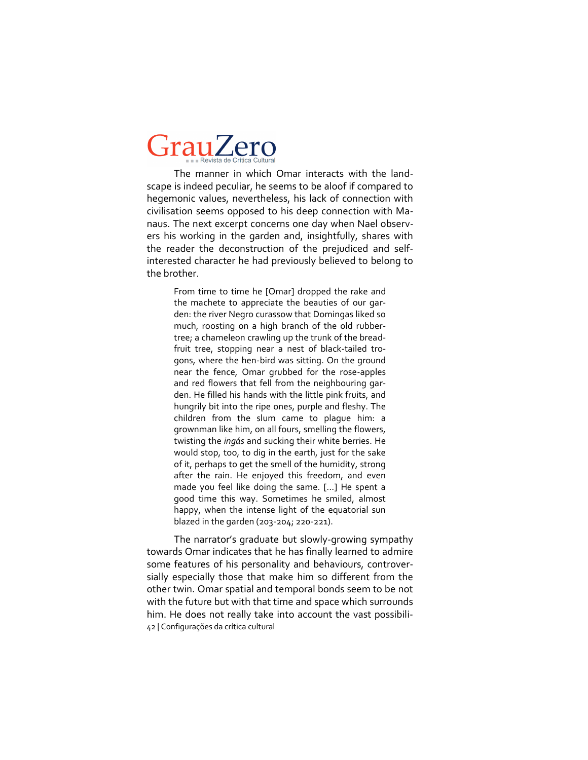The manner in which Omar interacts with the landscape is indeed peculiar, he seems to be aloof if compared to hegemonic values, nevertheless, his lack of connection with civilisation seems opposed to his deep connection with Manaus. The next excerpt concerns one day when Nael observers his working in the garden and, insightfully, shares with the reader the deconstruction of the prejudiced and self-interested character he had previously believed to belong to the brother.

> From time to time he [Omar] dropped the rake and the machete to appreciate the beauties of our garden: the river Negro curassow that Domingas liked so much, roosting on a high branch of the old rubber-tree; a chameleon crawling up the trunk of the bread-fruit tree, stopping near a nest of black-tailed trogons, where the hen-bird was sitting. On the ground near the fence, Omar grubbed for the rose-apples and red flowers that fell from the neighbouring garden. He filled his hands with the little pink fruits, and hungrily bit into the ripe ones, purple and fleshy. The children from the slum came to plague him: a grownman like him, on all fours, smelling the flowers, twisting the *ingás* and sucking their white berries. He would stop, too, to dig in the earth, just for the sake of it, perhaps to get the smell of the humidity, strong after the rain. He enjoyed this freedom, and even made you feel like doing the same. [...] He spent a good time this way. Sometimes he smiled, almost happy, when the intense light of the equatorial sun blazed in the garden (203-204; 220-221).

The narrator's graduate but slowly-growing sympathy towards Omar indicates that he has finally learned to admire some features of his personality and behaviours, controversially especially those that make him so different from the other twin. Omar spatial and temporal bonds seem to be not with the future but with that time and space which surrounds him. He does not really take into account the vast possibili-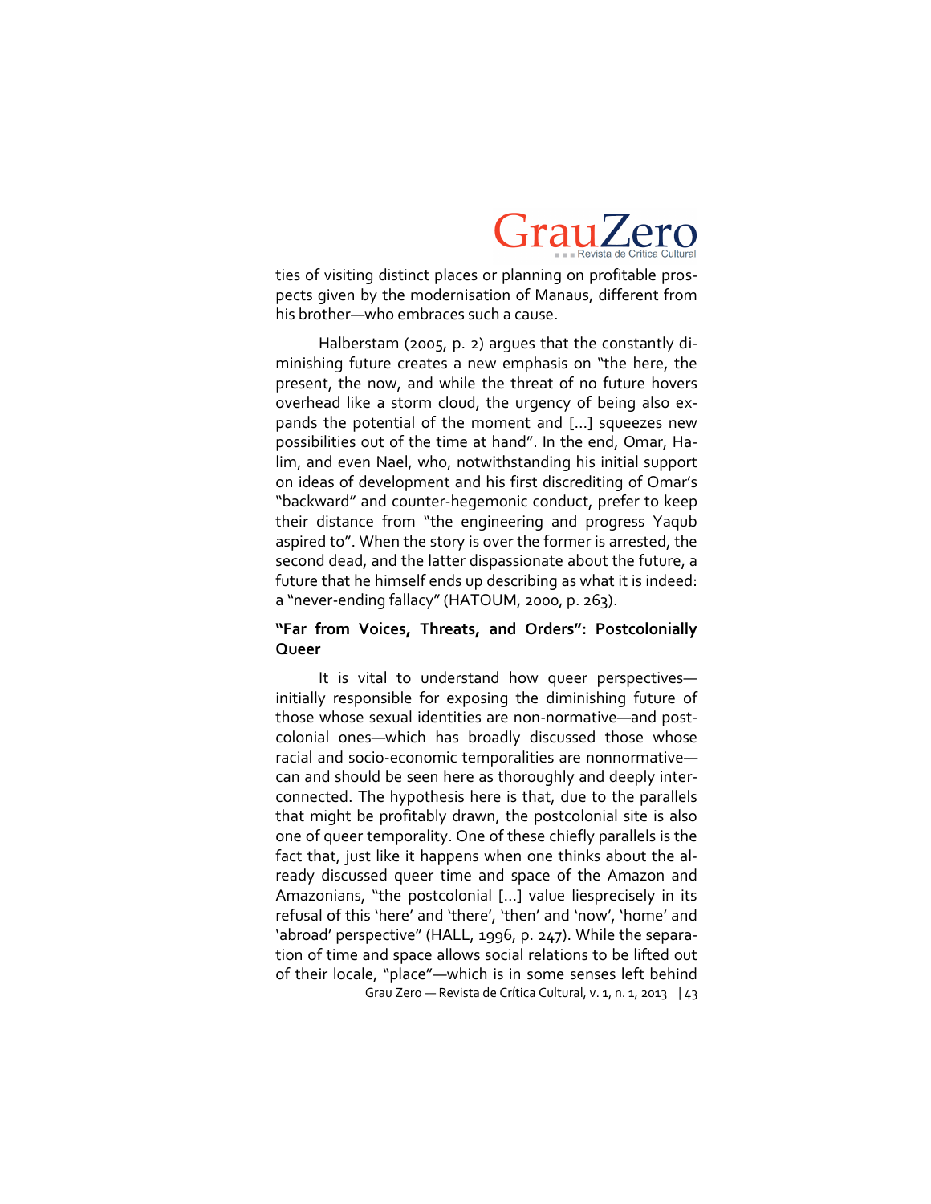ties of visiting distinct places or planning on profitable prospects given by the modernisation of Manaus, different from his brother—who embraces such a cause.

Halberstam (2005, p. 2) argues that the constantly diminishing future creates a new emphasis on "the here, the present, the now, and while the threat of no future hovers overhead like a storm cloud, the urgency of being also expands the potential of the moment and [...] squeezes new possibilities out of the time at hand". In the end, Omar, Halim, and even Nael, who, notwithstanding his initial support on ideas of development and his first discrediting of Omar's "backward" and counter-hegemonic conduct, prefer to keep their distance from "the engineering and progress Yaqub aspired to". When the story is over the former is arrested, the second dead, and the latter dispassionate about the future, a future that he himself ends up describing as what it is indeed: a "never-ending fallacy" (HATOUM, 2000, p. 263).

### "Far from Voices, Threats, and Orders": Postcolonially Queer

It is vital to understand how queer perspectives—initially responsible for exposing the diminishing future of those whose sexual identities are non-normative—and postcolonial ones—which has broadly discussed those whose racial and socio-economic temporalities are nonnormative—can and should be seen here as thoroughly and deeply interconnected. The hypothesis here is that, due to the parallels that might be profitably drawn, the postcolonial site is also one of queer temporality. One of these chiefly parallels is the fact that, just like it happens when one thinks about the already discussed queer time and space of the Amazon and Amazonians, "the postcolonial [...] value liesprecisely in its refusal of this 'here' and 'there', 'then' and 'now', 'home' and 'abroad' perspective" (HALL, 1996, p. 247). While the separation of time and space allows social relations to be lifted out of their locale, "place"—which is in some senses left behind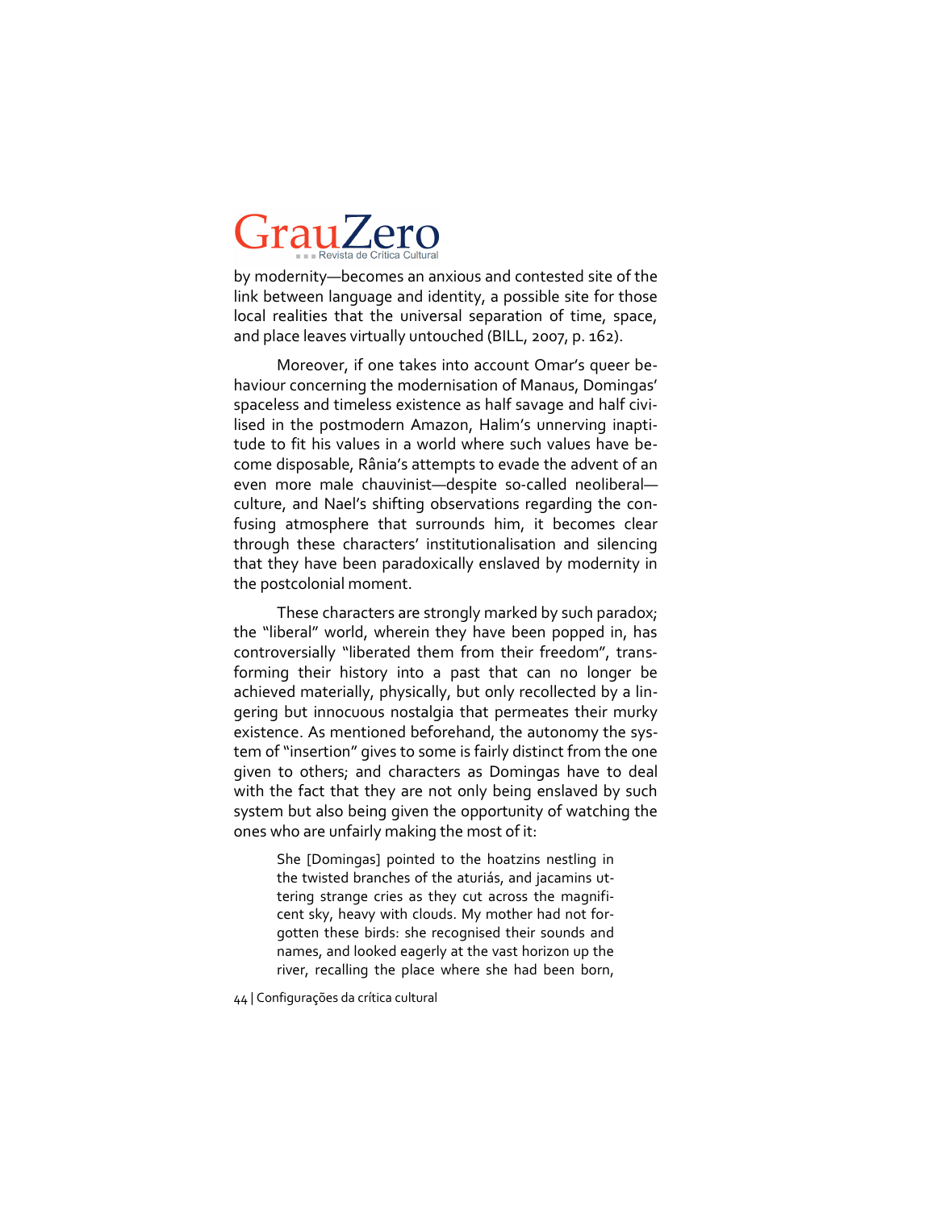by modernity—becomes an anxious and contested site of the link between language and identity, a possible site for those local realities that the universal separation of time, space, and place leaves virtually untouched (BILL, 2007, p. 162).

Moreover, if one takes into account Omar's queer behaviour concerning the modernisation of Manaus, Domingas' spaceless and timeless existence as half savage and half civilised in the postmodern Amazon, Halim's unnerving inaptitude to fit his values in a world where such values have become disposable, Rânia's attempts to evade the advent of an even more male chauvinist—despite so-called neoliberal—culture, and Nael's shifting observations regarding the confusing atmosphere that surrounds him, it becomes clear through these characters' institutionalisation and silencing that they have been paradoxically enslaved by modernity in the postcolonial moment.

These characters are strongly marked by such paradox; the "liberal" world, wherein they have been popped in, has controversially "liberated them from their freedom", transforming their history into a past that can no longer be achieved materially, physically, but only recollected by a lingering but innocuous nostalgia that permeates their murky existence. As mentioned beforehand, the autonomy the system of "insertion" gives to some is fairly distinct from the one given to others; and characters as Domingas have to deal with the fact that they are not only being enslaved by such system but also being given the opportunity of watching the ones who are unfairly making the most of it:

> She [Domingas] pointed to the hoatzins nestling in the twisted branches of the aturiás, and jacamins uttering strange cries as they cut across the magnificent sky, heavy with clouds. My mother had not forgotten these birds: she recognised their sounds and names, and looked eagerly at the vast horizon up the river, recalling the place where she had been born,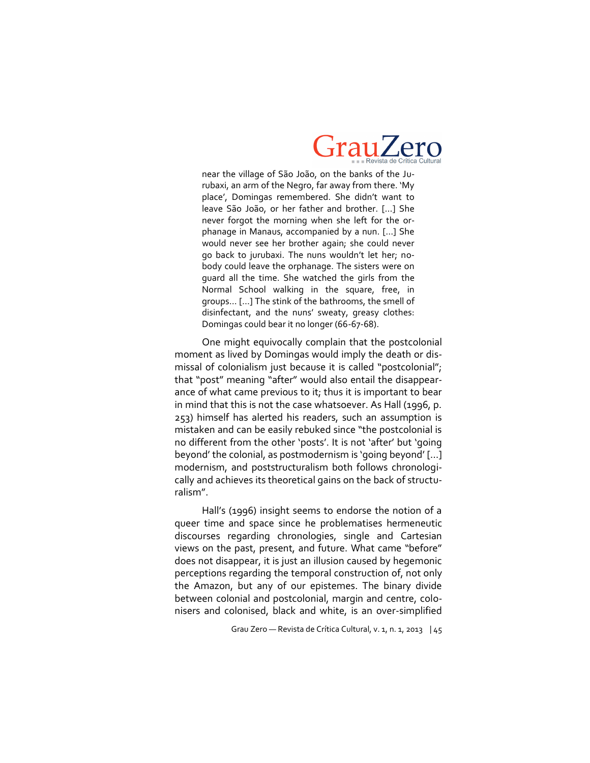> near the village of São João, on the banks of the Jurubaxi, an arm of the Negro, far away from there. 'My place', Domingas remembered. She didn't want to leave São João, or her father and brother. [...] She never forgot the morning when she left for the orphanage in Manaus, accompanied by a nun. [...] She would never see her brother again; she could never go back to jurubaxi. The nuns wouldn't let her; nobody could leave the orphanage. The sisters were on guard all the time. She watched the girls from the Normal School walking in the square, free, in groups… [...] The stink of the bathrooms, the smell of disinfectant, and the nuns' sweaty, greasy clothes: Domingas could bear it no longer (66-67-68).

One might equivocally complain that the postcolonial moment as lived by Domingas would imply the death or dismissal of colonialism just because it is called "postcolonial"; that "post" meaning "after" would also entail the disappearance of what came previous to it; thus it is important to bear in mind that this is not the case whatsoever. As Hall (1996, p. 253) himself has alerted his readers, such an assumption is mistaken and can be easily rebuked since "the postcolonial is no different from the other 'posts'. It is not 'after' but 'going beyond' the colonial, as postmodernism is 'going beyond' [...] modernism, and poststructuralism both follows chronologically and achieves its theoretical gains on the back of structuralism".

Hall's (1996) insight seems to endorse the notion of a queer time and space since he problematises hermeneutic discourses regarding chronologies, single and Cartesian views on the past, present, and future. What came "before" does not disappear, it is just an illusion caused by hegemonic perceptions regarding the temporal construction of, not only the Amazon, but any of our epistemes. The binary divide between colonial and postcolonial, margin and centre, colonisers and colonised, black and white, is an over-simplified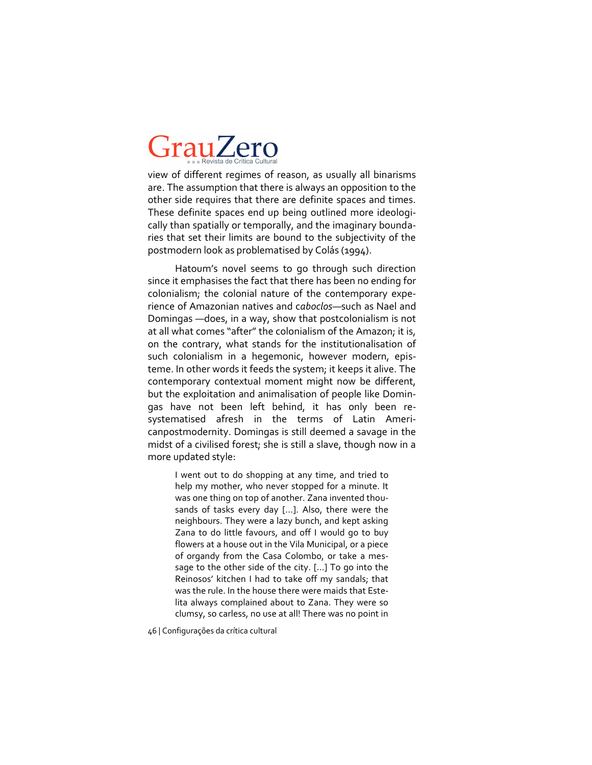view of different regimes of reason, as usually all binarisms are. The assumption that there is always an opposition to the other side requires that there are definite spaces and times. These definite spaces end up being outlined more ideologically than spatially or temporally, and the imaginary boundaries that set their limits are bound to the subjectivity of the postmodern look as problematised by Colás (1994).

Hatoum's novel seems to go through such direction since it emphasises the fact that there has been no ending for colonialism; the colonial nature of the contemporary experience of Amazonian natives and c*aboclos*—such as Nael and Domingas —does, in a way, show that postcolonialism is not at all what comes "after" the colonialism of the Amazon; it is, on the contrary, what stands for the institutionalisation of such colonialism in a hegemonic, however modern, episteme. In other words it feeds the system; it keeps it alive. The contemporary contextual moment might now be different, but the exploitation and animalisation of people like Domingas have not been left behind, it has only been re-systematised afresh in the terms of Latin Americanpostmodernity. Domingas is still deemed a savage in the midst of a civilised forest; she is still a slave, though now in a more updated style:

> I went out to do shopping at any time, and tried to help my mother, who never stopped for a minute. It was one thing on top of another. Zana invented thousands of tasks every day [...]. Also, there were the neighbours. They were a lazy bunch, and kept asking Zana to do little favours, and off I would go to buy flowers at a house out in the Vila Municipal, or a piece of organdy from the Casa Colombo, or take a message to the other side of the city. [...] To go into the Reinosos' kitchen I had to take off my sandals; that was the rule. In the house there were maids that Estelita always complained about to Zana. They were so clumsy, so carless, no use at all! There was no point in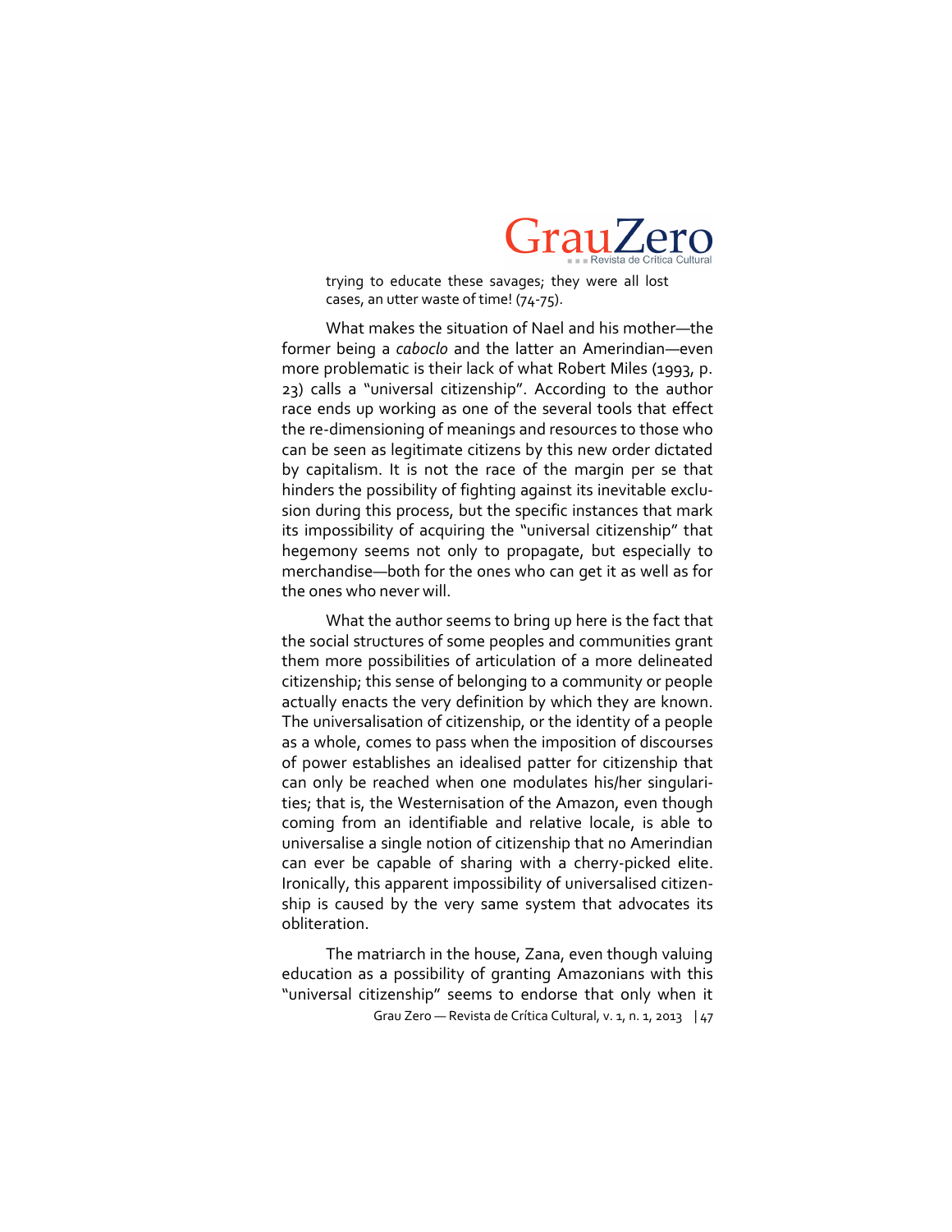> trying to educate these savages; they were all lost cases, an utter waste of time! (74-75).

What makes the situation of Nael and his mother—the former being a *caboclo* and the latter an Amerindian—even more problematic is their lack of what Robert Miles (1993, p. 23) calls a "universal citizenship". According to the author race ends up working as one of the several tools that effect the re-dimensioning of meanings and resources to those who can be seen as legitimate citizens by this new order dictated by capitalism. It is not the race of the margin per se that hinders the possibility of fighting against its inevitable exclusion during this process, but the specific instances that mark its impossibility of acquiring the "universal citizenship" that hegemony seems not only to propagate, but especially to merchandise—both for the ones who can get it as well as for the ones who never will.

What the author seems to bring up here is the fact that the social structures of some peoples and communities grant them more possibilities of articulation of a more delineated citizenship; this sense of belonging to a community or people actually enacts the very definition by which they are known. The universalisation of citizenship, or the identity of a people as a whole, comes to pass when the imposition of discourses of power establishes an idealised patter for citizenship that can only be reached when one modulates his/her singularities; that is, the Westernisation of the Amazon, even though coming from an identifiable and relative locale, is able to universalise a single notion of citizenship that no Amerindian can ever be capable of sharing with a cherry-picked elite. Ironically, this apparent impossibility of universalised citizenship is caused by the very same system that advocates its obliteration.

The matriarch in the house, Zana, even though valuing education as a possibility of granting Amazonians with this "universal citizenship" seems to endorse that only when it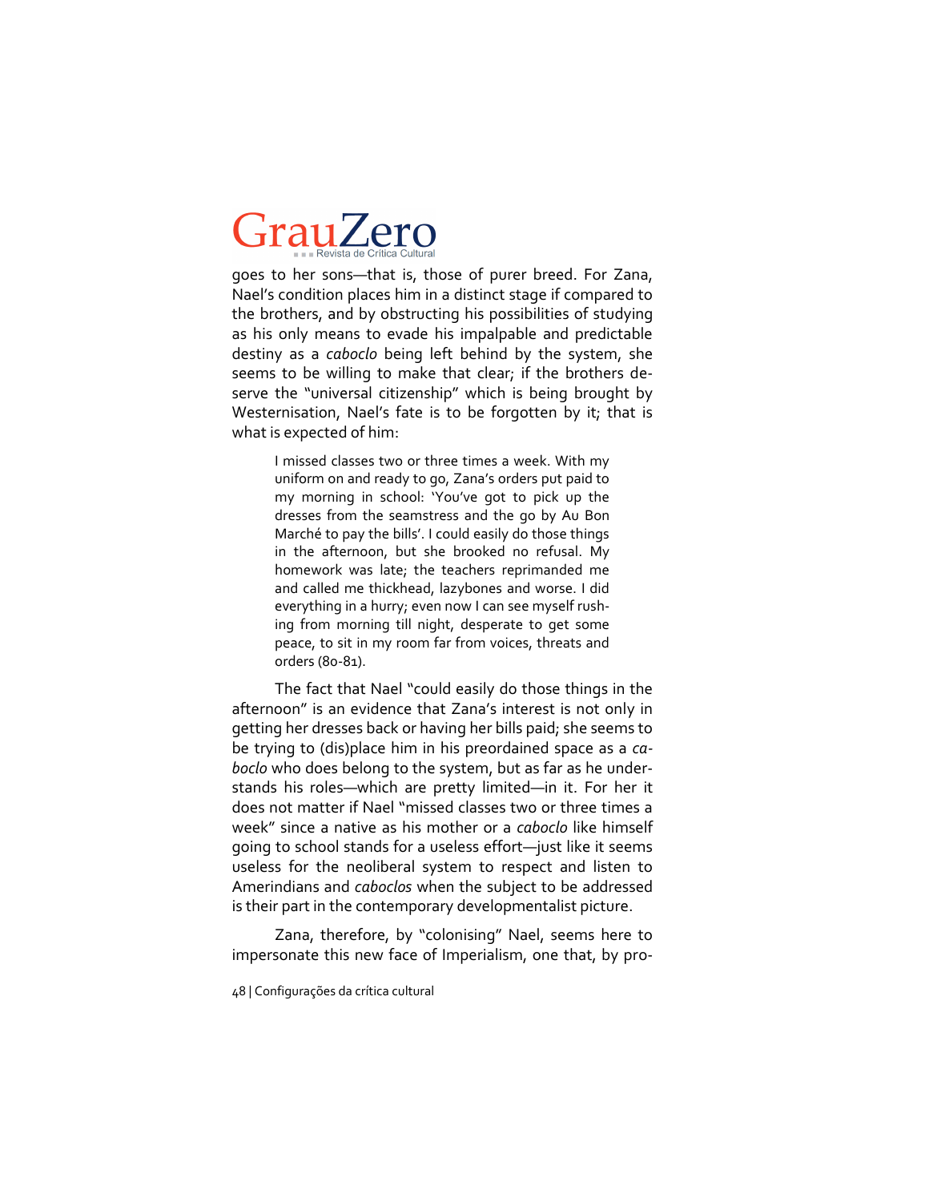goes to her sons—that is, those of purer breed. For Zana, Nael's condition places him in a distinct stage if compared to the brothers, and by obstructing his possibilities of studying as his only means to evade his impalpable and predictable destiny as a *caboclo* being left behind by the system, she seems to be willing to make that clear; if the brothers deserve the "universal citizenship" which is being brought by Westernisation, Nael's fate is to be forgotten by it; that is what is expected of him:

> I missed classes two or three times a week. With my uniform on and ready to go, Zana's orders put paid to my morning in school: 'You've got to pick up the dresses from the seamstress and the go by Au Bon Marché to pay the bills'. I could easily do those things in the afternoon, but she brooked no refusal. My homework was late; the teachers reprimanded me and called me thickhead, lazybones and worse. I did everything in a hurry; even now I can see myself rushing from morning till night, desperate to get some peace, to sit in my room far from voices, threats and orders (80-81).

The fact that Nael "could easily do those things in the afternoon" is an evidence that Zana's interest is not only in getting her dresses back or having her bills paid; she seems to be trying to (dis)place him in his preordained space as a *caboclo* who does belong to the system, but as far as he understands his roles—which are pretty limited—in it. For her it does not matter if Nael "missed classes two or three times a week" since a native as his mother or a *caboclo* like himself going to school stands for a useless effort—just like it seems useless for the neoliberal system to respect and listen to Amerindians and *caboclos* when the subject to be addressed is their part in the contemporary developmentalist picture.

Zana, therefore, by "colonising" Nael, seems here to impersonate this new face of Imperialism, one that, by pro-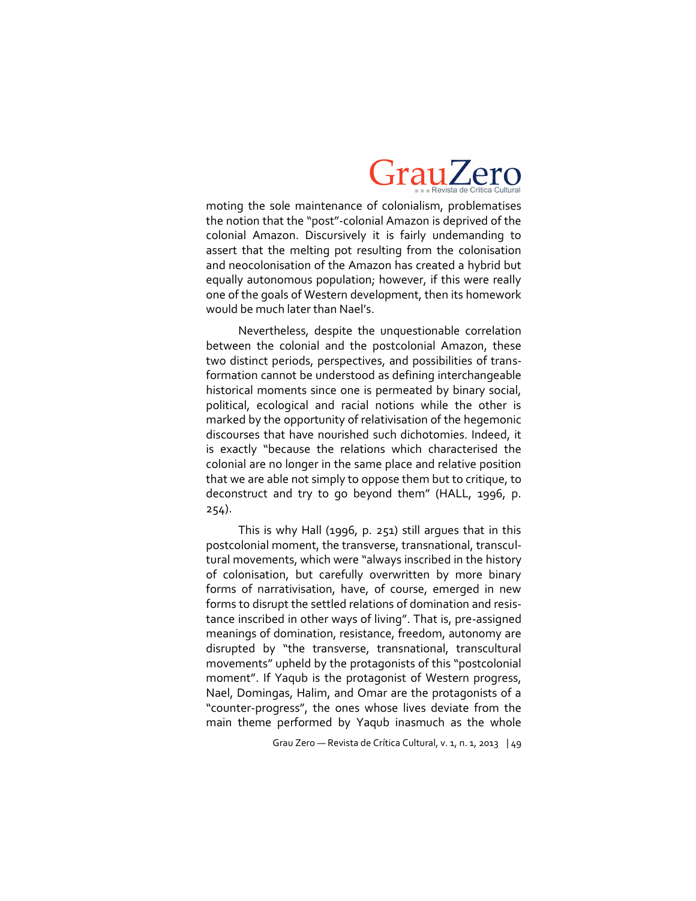moting the sole maintenance of colonialism, problematises the notion that the "post"-colonial Amazon is deprived of the colonial Amazon. Discursively it is fairly undemanding to assert that the melting pot resulting from the colonisation and neocolonisation of the Amazon has created a hybrid but equally autonomous population; however, if this were really one of the goals of Western development, then its homework would be much later than Nael's.

Nevertheless, despite the unquestionable correlation between the colonial and the postcolonial Amazon, these two distinct periods, perspectives, and possibilities of transformation cannot be understood as defining interchangeable historical moments since one is permeated by binary social, political, ecological and racial notions while the other is marked by the opportunity of relativisation of the hegemonic discourses that have nourished such dichotomies. Indeed, it is exactly "because the relations which characterised the colonial are no longer in the same place and relative position that we are able not simply to oppose them but to critique, to deconstruct and try to go beyond them" (HALL, 1996, p. 254).

This is why Hall (1996, p. 251) still argues that in this postcolonial moment, the transverse, transnational, transcultural movements, which were "always inscribed in the history of colonisation, but carefully overwritten by more binary forms of narrativisation, have, of course, emerged in new forms to disrupt the settled relations of domination and resistance inscribed in other ways of living". That is, pre-assigned meanings of domination, resistance, freedom, autonomy are disrupted by "the transverse, transnational, transcultural movements" upheld by the protagonists of this "postcolonial moment". If Yaqub is the protagonist of Western progress, Nael, Domingas, Halim, and Omar are the protagonists of a "counter-progress", the ones whose lives deviate from the main theme performed by Yaqub inasmuch as the whole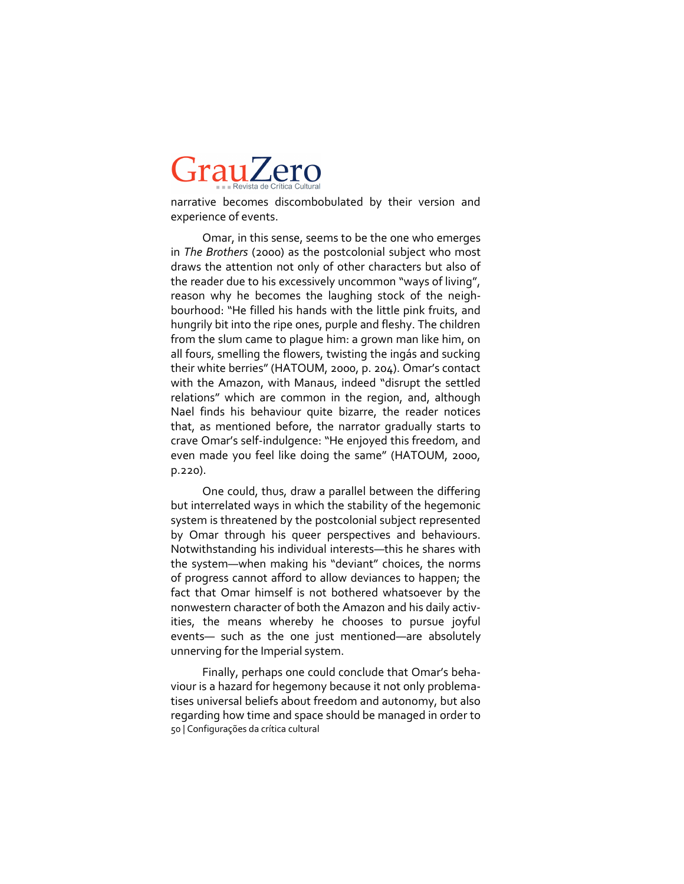narrative becomes discombobulated by their version and experience of events.

Omar, in this sense, seems to be the one who emerges in *The Brothers* (2000) as the postcolonial subject who most draws the attention not only of other characters but also of the reader due to his excessively uncommon "ways of living", reason why he becomes the laughing stock of the neighbourhood: "He filled his hands with the little pink fruits, and hungrily bit into the ripe ones, purple and fleshy. The children from the slum came to plague him: a grown man like him, on all fours, smelling the flowers, twisting the ingás and sucking their white berries" (HATOUM, 2000, p. 204). Omar's contact with the Amazon, with Manaus, indeed "disrupt the settled relations" which are common in the region, and, although Nael finds his behaviour quite bizarre, the reader notices that, as mentioned before, the narrator gradually starts to crave Omar's self-indulgence: "He enjoyed this freedom, and even made you feel like doing the same" (HATOUM, 2000, p.220).

One could, thus, draw a parallel between the differing but interrelated ways in which the stability of the hegemonic system is threatened by the postcolonial subject represented by Omar through his queer perspectives and behaviours. Notwithstanding his individual interests—this he shares with the system—when making his "deviant" choices, the norms of progress cannot afford to allow deviances to happen; the fact that Omar himself is not bothered whatsoever by the nonwestern character of both the Amazon and his daily activities, the means whereby he chooses to pursue joyful events— such as the one just mentioned—are absolutely unnerving for the Imperial system.

Finally, perhaps one could conclude that Omar's behaviour is a hazard for hegemony because it not only problematises universal beliefs about freedom and autonomy, but also regarding how time and space should be managed in order to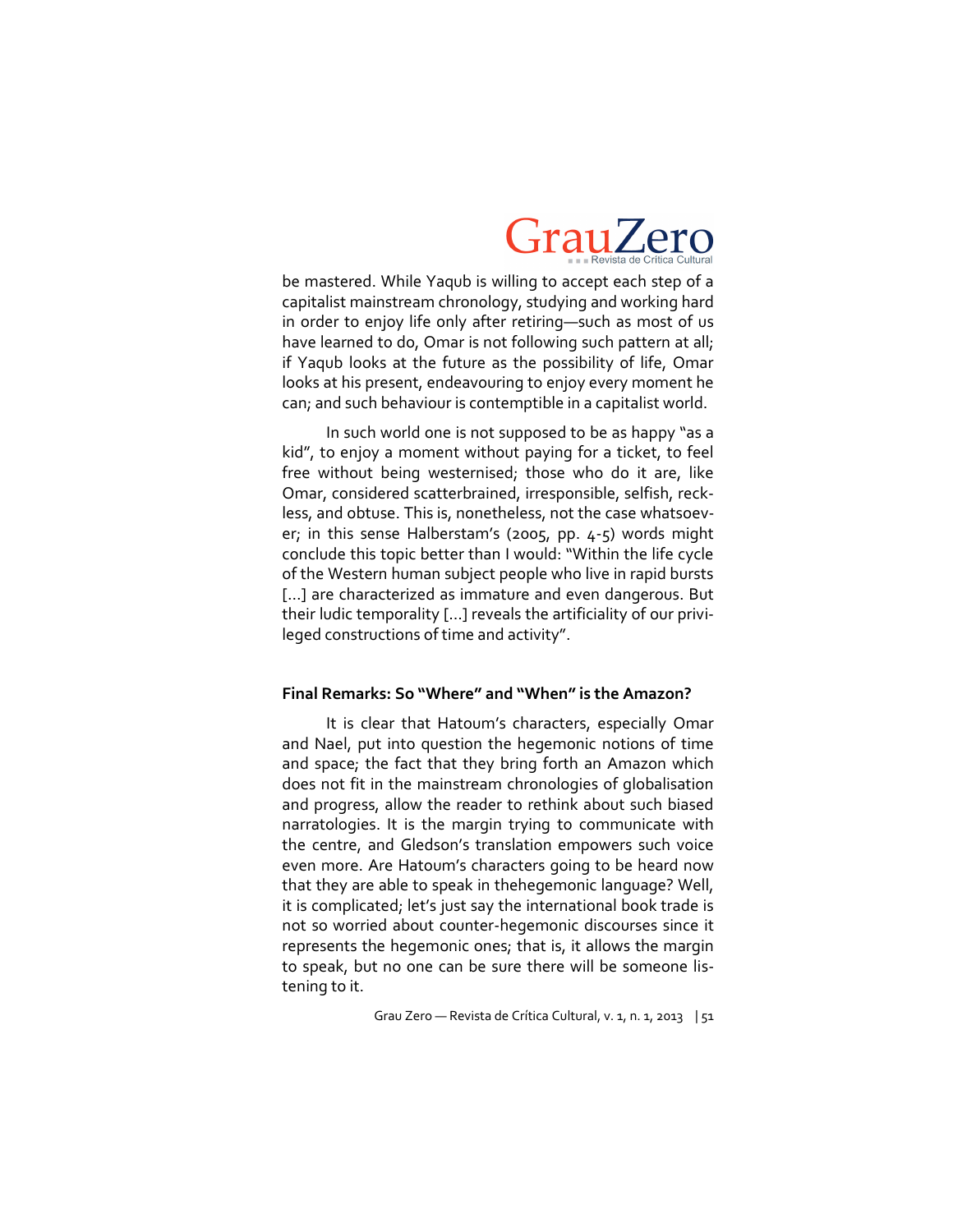be mastered. While Yaqub is willing to accept each step of a capitalist mainstream chronology, studying and working hard in order to enjoy life only after retiring—such as most of us have learned to do, Omar is not following such pattern at all; if Yaqub looks at the future as the possibility of life, Omar looks at his present, endeavouring to enjoy every moment he can; and such behaviour is contemptible in a capitalist world.

In such world one is not supposed to be as happy "as a kid", to enjoy a moment without paying for a ticket, to feel free without being westernised; those who do it are, like Omar, considered scatterbrained, irresponsible, selfish, reckless, and obtuse. This is, nonetheless, not the case whatsoever; in this sense Halberstam's (2005, pp. 4-5) words might conclude this topic better than I would: "Within the life cycle of the Western human subject people who live in rapid bursts [...] are characterized as immature and even dangerous. But their ludic temporality [...] reveals the artificiality of our privileged constructions of time and activity".

## Final Remarks: So "Where" and "When" is the Amazon?

It is clear that Hatoum's characters, especially Omar and Nael, put into question the hegemonic notions of time and space; the fact that they bring forth an Amazon which does not fit in the mainstream chronologies of globalisation and progress, allow the reader to rethink about such biased narratologies. It is the margin trying to communicate with the centre, and Gledson's translation empowers such voice even more. Are Hatoum's characters going to be heard now that they are able to speak in thehegemonic language? Well, it is complicated; let's just say the international book trade is not so worried about counter-hegemonic discourses since it represents the hegemonic ones; that is, it allows the margin to speak, but no one can be sure there will be someone listening to it.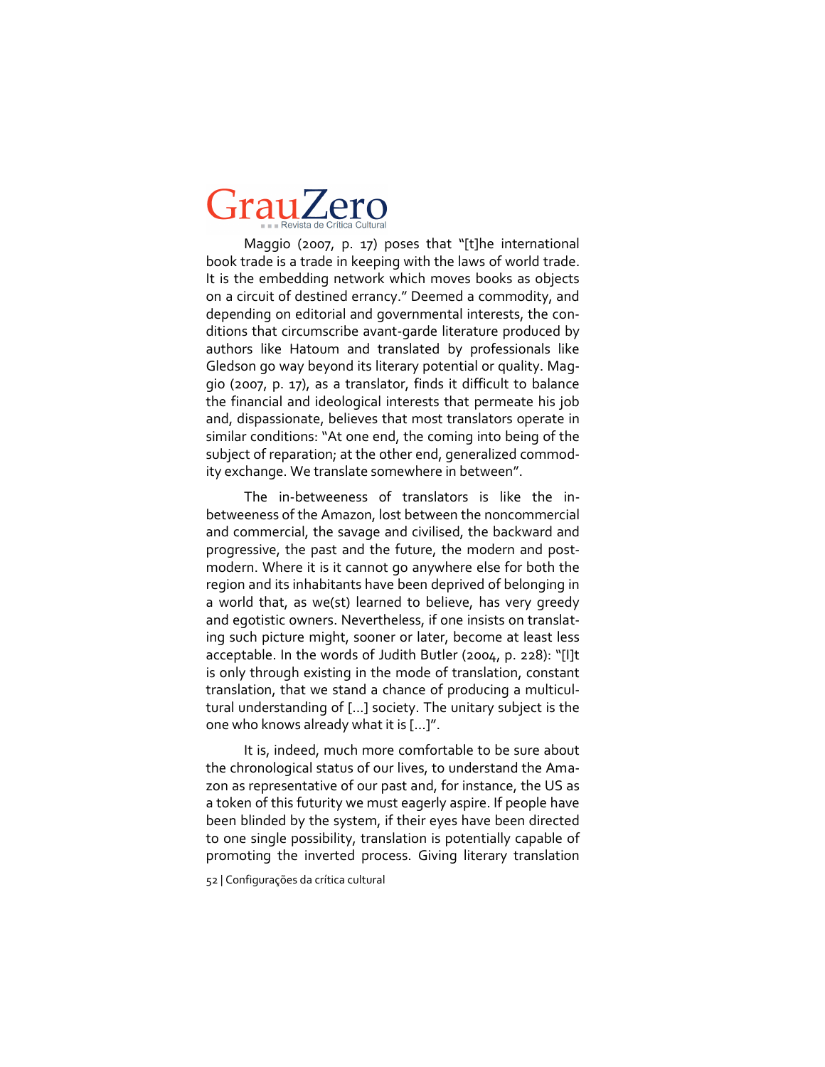Maggio (2007, p. 17) poses that "[t]he international book trade is a trade in keeping with the laws of world trade. It is the embedding network which moves books as objects on a circuit of destined errancy." Deemed a commodity, and depending on editorial and governmental interests, the conditions that circumscribe avant-garde literature produced by authors like Hatoum and translated by professionals like Gledson go way beyond its literary potential or quality. Maggio (2007, p. 17), as a translator, finds it difficult to balance the financial and ideological interests that permeate his job and, dispassionate, believes that most translators operate in similar conditions: "At one end, the coming into being of the subject of reparation; at the other end, generalized commodity exchange. We translate somewhere in between".

The in-betweeness of translators is like the in-betweeness of the Amazon, lost between the noncommercial and commercial, the savage and civilised, the backward and progressive, the past and the future, the modern and post-modern. Where it is it cannot go anywhere else for both the region and its inhabitants have been deprived of belonging in a world that, as we(st) learned to believe, has very greedy and egotistic owners. Nevertheless, if one insists on translating such picture might, sooner or later, become at least less acceptable. In the words of Judith Butler (2004, p. 228): "[I]t is only through existing in the mode of translation, constant translation, that we stand a chance of producing a multicultural understanding of [...] society. The unitary subject is the one who knows already what it is [...]".

It is, indeed, much more comfortable to be sure about the chronological status of our lives, to understand the Amazon as representative of our past and, for instance, the US as a token of this futurity we must eagerly aspire. If people have been blinded by the system, if their eyes have been directed to one single possibility, translation is potentially capable of promoting the inverted process. Giving literary translation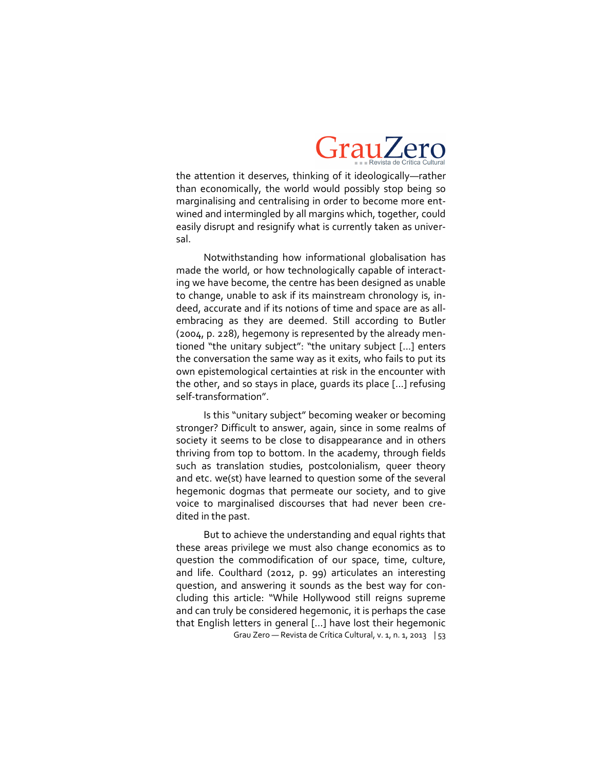the attention it deserves, thinking of it ideologically—rather than economically, the world would possibly stop being so marginalising and centralising in order to become more entwined and intermingled by all margins which, together, could easily disrupt and resignify what is currently taken as universal.

Notwithstanding how informational globalisation has made the world, or how technologically capable of interacting we have become, the centre has been designed as unable to change, unable to ask if its mainstream chronology is, indeed, accurate and if its notions of time and space are as all-embracing as they are deemed. Still according to Butler (2004, p. 228), hegemony is represented by the already mentioned "the unitary subject": "the unitary subject [...] enters the conversation the same way as it exits, who fails to put its own epistemological certainties at risk in the encounter with the other, and so stays in place, guards its place [...] refusing self-transformation".

Is this "unitary subject" becoming weaker or becoming stronger? Difficult to answer, again, since in some realms of society it seems to be close to disappearance and in others thriving from top to bottom. In the academy, through fields such as translation studies, postcolonialism, queer theory and etc. we(st) have learned to question some of the several hegemonic dogmas that permeate our society, and to give voice to marginalised discourses that had never been credited in the past.

But to achieve the understanding and equal rights that these areas privilege we must also change economics as to question the commodification of our space, time, culture, and life. Coulthard (2012, p. 99) articulates an interesting question, and answering it sounds as the best way for concluding this article: "While Hollywood still reigns supreme and can truly be considered hegemonic, it is perhaps the case that English letters in general [...] have lost their hegemonic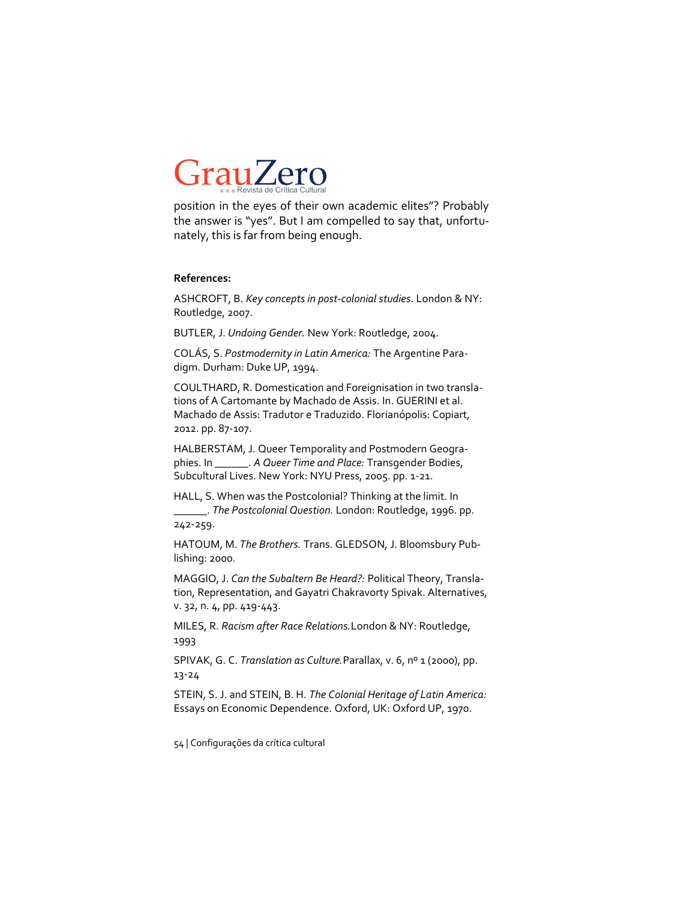position in the eyes of their own academic elites"? Probably the answer is "yes". But I am compelled to say that, unfortunately, this is far from being enough.

**References:**

ASHCROFT, B. *Key concepts in post-colonial studies*. London & NY: Routledge, 2007.

BUTLER, J. *Undoing Gender.* New York: Routledge, 2004.

COLÁS, S. *Postmodernity in Latin America:* The Argentine Paradigm. Durham: Duke UP, 1994.

COULTHARD, R. Domestication and Foreignisation in two translations of A Cartomante by Machado de Assis. In. GUERINI et al. Machado de Assis: Tradutor e Traduzido. Florianópolis: Copiart, 2012. pp. 87-107.

HALBERSTAM, J. Queer Temporality and Postmodern Geographies. In ______. *A Queer Time and Place:* Transgender Bodies, Subcultural Lives. New York: NYU Press, 2005. pp. 1-21.

HALL, S. When was the Postcolonial? Thinking at the limit. In ______. *The Postcolonial Question.* London: Routledge, 1996. pp. 242-259.

HATOUM, M. *The Brothers.* Trans. GLEDSON, J. Bloomsbury Publishing: 2000.

MAGGIO, J. *Can the Subaltern Be Heard?:* Political Theory, Translation, Representation, and Gayatri Chakravorty Spivak. Alternatives, v. 32, n. 4, pp. 419-443.

MILES, R. *Racism after Race Relations.* London & NY: Routledge, 1993

SPIVAK, G. C. *Translation as Culture.* Parallax, v. 6, nº 1 (2000), pp. 13-24

STEIN, S. J. and STEIN, B. H. *The Colonial Heritage of Latin America:* Essays on Economic Dependence. Oxford, UK: Oxford UP, 1970.